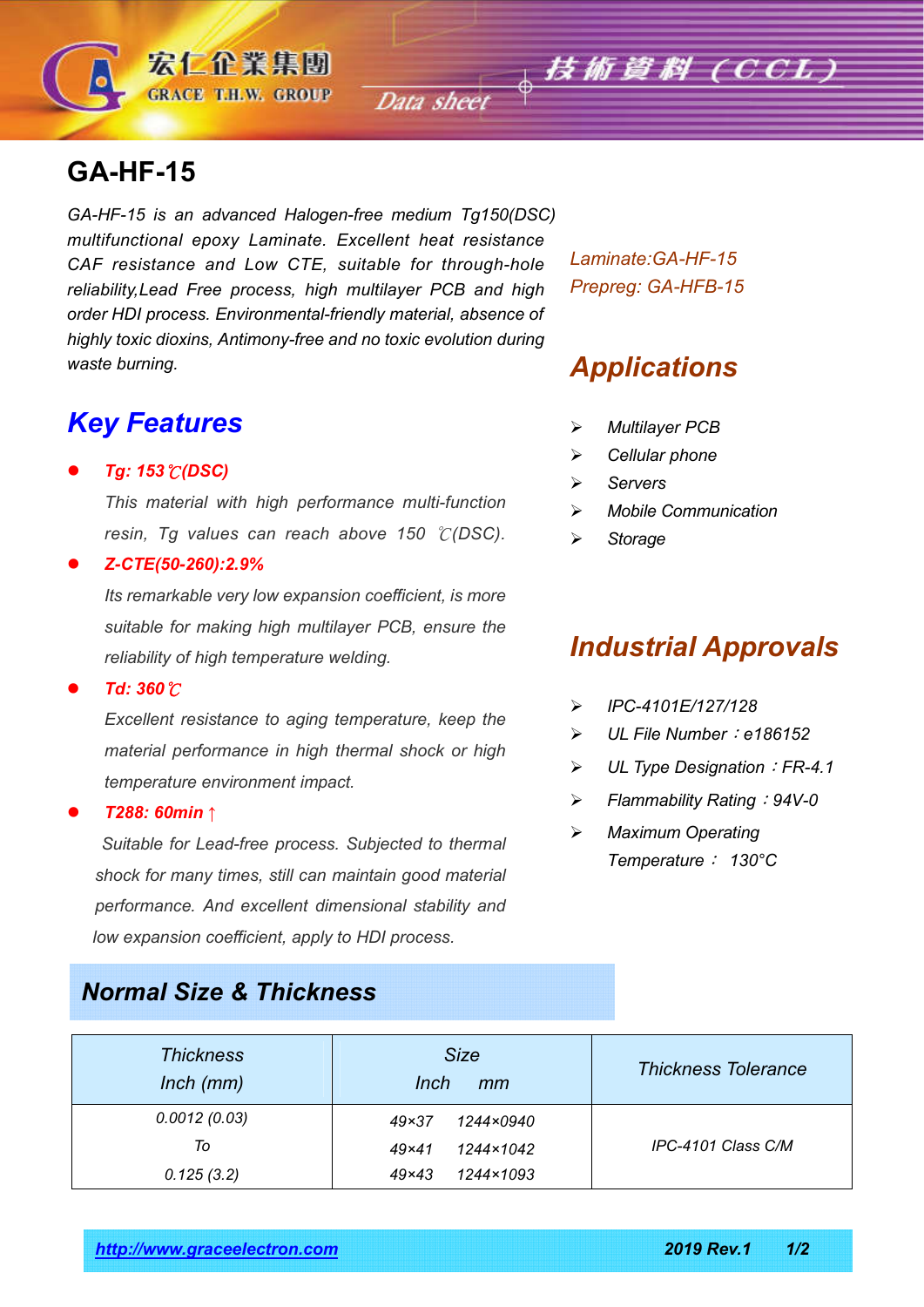# GA-HF-15

*GA-HF-15 is an advanced Halogen-free medium Tg150(DSC) multifunctional epoxy Laminate. Excellent heat resistance CAF resistance and Low CTE, suitable for through-hole reliability,Lead Free process, high multilayer PCB and high order HDI process. Environmental-friendly material, absence of highly toxic dioxins, Antimony-free and no toxic evolution during waste burning.*

*Laminate:GA-HF-15*
*Prepreg: GA-HFB-15*

## Key Features

- ***Tg: 153℃(DSC)***

  *This material with high performance multi-function resin, Tg values can reach above 150 ℃(DSC).*

- ***Z-CTE(50-260):2.9%***

  *Its remarkable very low expansion coefficient, is more suitable for making high multilayer PCB, ensure the reliability of high temperature welding.*

- ***Td: 360℃***

  *Excellent resistance to aging temperature, keep the material performance in high thermal shock or high temperature environment impact.*

- ***T288: 60min↑***

  *Suitable for Lead-free process. Subjected to thermal shock for many times, still can maintain good material performance. And excellent dimensional stability and low expansion coefficient, apply to HDI process.*

## Applications

- *Multilayer PCB*
- *Cellular phone*
- *Servers*
- *Mobile Communication*
- *Storage*

## Industrial Approvals

- *IPC-4101E/127/128*
- *UL File Number：e186152*
- *UL Type Designation：FR-4.1*
- *Flammability Rating：94V-0*
- *Maximum Operating Temperature： 130°C*

## Normal Size & Thickness

| Thickness Inch (mm) | Size Inch mm | Thickness Tolerance |
|---|---|---|
| 0.0012 (0.03) To 0.125 (3.2) | 49×37 1244×0940<br>49×41 1244×1042<br>49×43 1244×1093 | IPC-4101 Class C/M |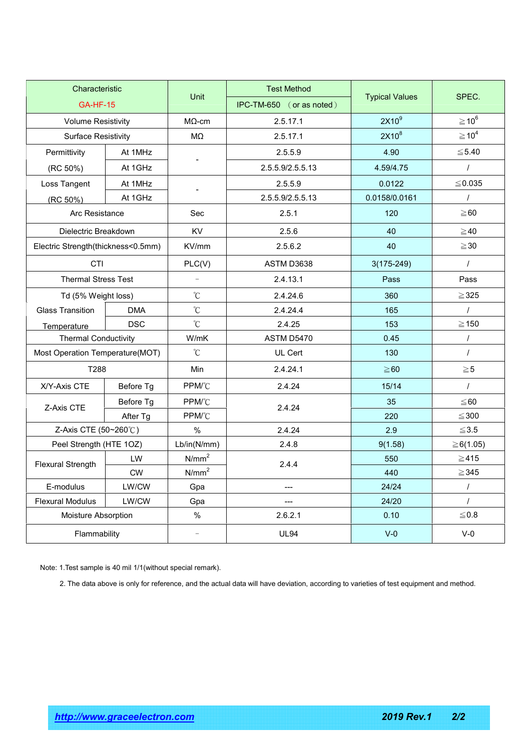| Characteristic<br>GA-HF-15 | | Unit | Test Method<br>IPC-TM-650 （or as noted） | Typical Values | SPEC. |
|---|---|---|---|---|---|
| Volume Resistivity | | MΩ-cm | 2.5.17.1 | $2X10^9$ | $\geqq 10^6$ |
| Surface Resistivity | | MΩ | 2.5.17.1 | $2X10^8$ | $\geqq 10^4$ |
| Permittivity (RC 50%) | At 1MHz | - | 2.5.5.9 | 4.90 | ≦5.40 |
| | At 1GHz | | 2.5.5.9/2.5.5.13 | 4.59/4.75 | / |
| Loss Tangent (RC 50%) | At 1MHz | - | 2.5.5.9 | 0.0122 | ≦0.035 |
| | At 1GHz | | 2.5.5.9/2.5.5.13 | 0.0158/0.0161 | / |
| Arc Resistance | | Sec | 2.5.1 | 120 | ≧60 |
| Dielectric Breakdown | | KV | 2.5.6 | 40 | ≧40 |
| Electric Strength(thickness<0.5mm) | | KV/mm | 2.5.6.2 | 40 | ≧30 |
| CTI | | PLC(V) | ASTM D3638 | 3(175-249) | / |
| Thermal Stress Test | | － | 2.4.13.1 | Pass | Pass |
| Td (5% Weight loss) | | ℃ | 2.4.24.6 | 360 | ≧325 |
| Glass Transition Temperature | DMA | ℃ | 2.4.24.4 | 165 | / |
| | DSC | ℃ | 2.4.25 | 153 | ≧150 |
| Thermal Conductivity | | W/mK | ASTM D5470 | 0.45 | / |
| Most Operation Temperature(MOT) | | ℃ | UL Cert | 130 | / |
| T288 | | Min | 2.4.24.1 | ≧60 | ≧5 |
| X/Y-Axis CTE | Before Tg | PPM/℃ | 2.4.24 | 15/14 | / |
| Z-Axis CTE | Before Tg | PPM/℃ | 2.4.24 | 35 | ≦60 |
| | After Tg | PPM/℃ | | 220 | ≦300 |
| Z-Axis CTE (50~260℃) | | % | 2.4.24 | 2.9 | ≦3.5 |
| Peel Strength (HTE 1OZ) | | Lb/in(N/mm) | 2.4.8 | 9(1.58) | ≧6(1.05) |
| Flexural Strength | LW | $N/mm^2$ | 2.4.4 | 550 | ≧415 |
| | CW | $N/mm^2$ | | 440 | ≧345 |
| E-modulus | LW/CW | Gpa | --- | 24/24 | / |
| Flexural Modulus | LW/CW | Gpa | --- | 24/20 | / |
| Moisture Absorption | | % | 2.6.2.1 | 0.10 | ≦0.8 |
| Flammability | | － | UL94 | V-0 | V-0 |

Note: 1.Test sample is 40 mil 1/1(without special remark).

2. The data above is only for reference, and the actual data will have deviation, according to varieties of test equipment and method.